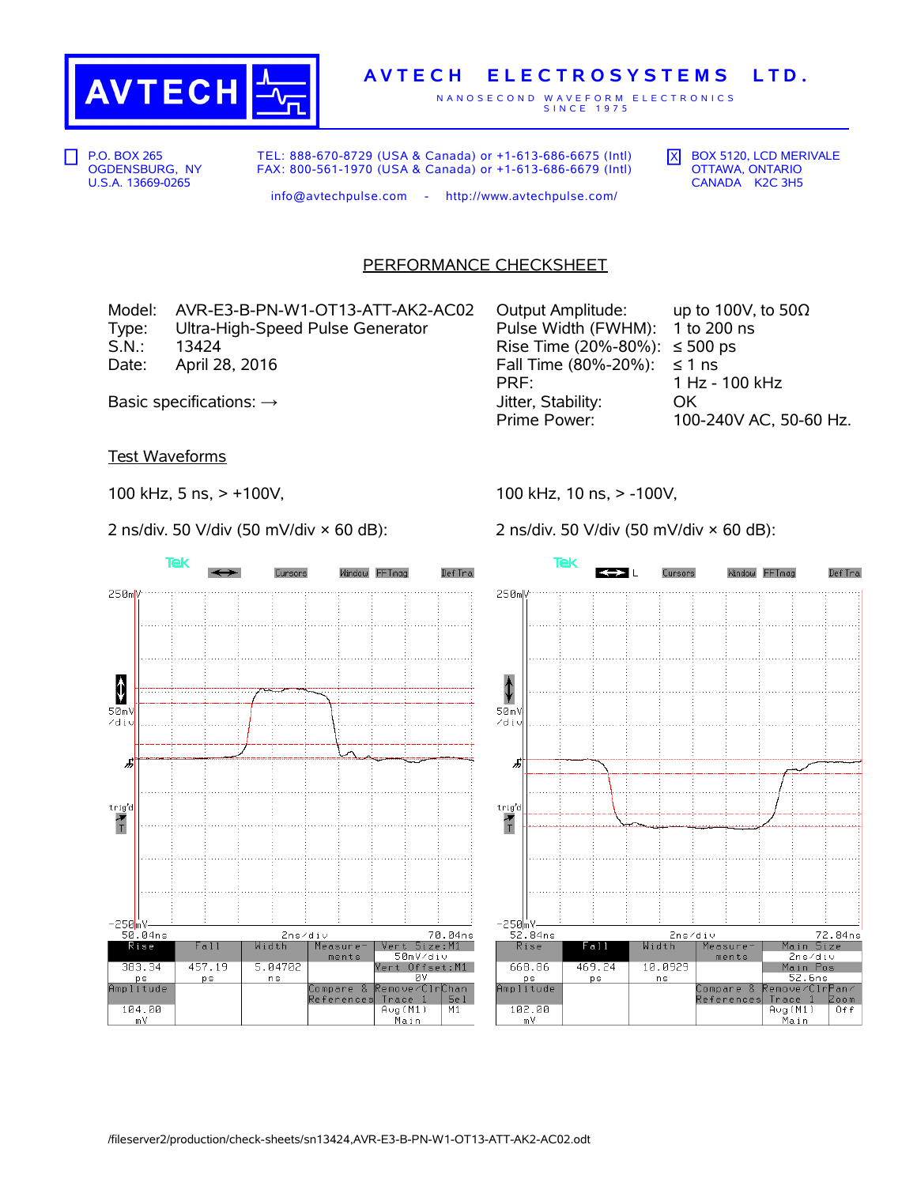# AVTECH ELECTROSYSTEMS LTD.

NANOSECOND WAVEFORM ELECTRONICS SINCE 1975

☐ P.O. BOX 265 OGDENSBURG, NY U.S.A. 13669-0265

TEL: 888-670-8729 (USA & Canada) or +1-613-686-6675 (Intl)
FAX: 800-561-1970 (USA & Canada) or +1-613-686-6679 (Intl)

info@avtechpulse.com - http://www.avtechpulse.com/

☒ BOX 5120, LCD MERIVALE OTTAWA, ONTARIO CANADA K2C 3H5

## PERFORMANCE CHECKSHEET

Model: AVR-E3-B-PN-W1-OT13-ATT-AK2-AC02
Type: Ultra-High-Speed Pulse Generator
S.N.: 13424
Date: April 28, 2016

Basic specifications: →

| | |
|---|---|
| Output Amplitude: | up to 100V, to 50Ω |
| Pulse Width (FWHM): | 1 to 200 ns |
| Rise Time (20%-80%): | ≤ 500 ps |
| Fall Time (80%-20%): | ≤ 1 ns |
| PRF: | 1 Hz - 100 kHz |
| Jitter, Stability: | OK |
| Prime Power: | 100-240V AC, 50-60 Hz. |

## Test Waveforms

100 kHz, 5 ns, > +100V,

2 ns/div. 50 V/div (50 mV/div × 60 dB):

| Rise | Fall | Width | Amplitude |
|---|---|---|---|
| 383.34 ps | 457.19 ps | 5.04702 ns | 104.00 mV |

100 kHz, 10 ns, > -100V,

2 ns/div. 50 V/div (50 mV/div × 60 dB):

| Rise | Fall | Width | Amplitude |
|---|---|---|---|
| 668.86 ps | 469.24 ps | 10.0529 ns | 102.00 mV |

/fileserver2/production/check-sheets/sn13424,AVR-E3-B-PN-W1-OT13-ATT-AK2-AC02.odt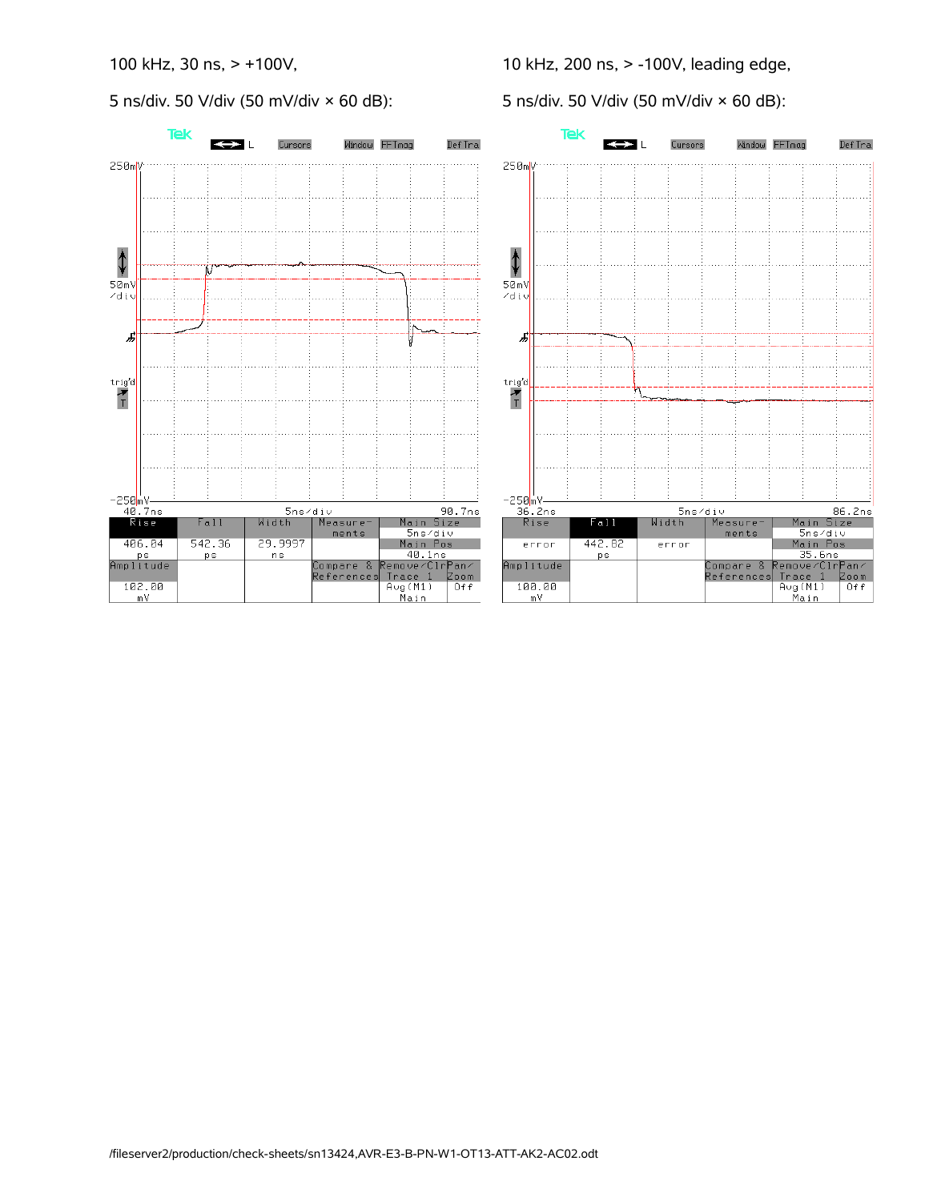100 kHz, 30 ns, > +100V,

5 ns/div. 50 V/div (50 mV/div × 60 dB):

| Rise | Fall | Width | Measure-ments | Main Size |
|---|---|---|---|---|
| 406.04 ps | 542.36 ps | 29.9997 ns | | 5ns/div |
| | | | | Main Pos 40.1ns |
| Amplitude | | | Compare & References | Remove/Clr Trace 1 / Pan/Zoom |
| 102.00 mV | | | | Avg(M1) Main / Off |

40.7ns — 5ns/div — 90.7ns

10 kHz, 200 ns, > -100V, leading edge,

5 ns/div. 50 V/div (50 mV/div × 60 dB):

| Rise | Fall | Width | Measure-ments | Main Size |
|---|---|---|---|---|
| error | 442.82 ps | error | | 5ns/div |
| | | | | Main Pos 35.6ns |
| Amplitude | | | Compare & References | Remove/Clr Trace 1 / Pan/Zoom |
| 100.00 mV | | | | Avg(M1) Main / Off |

36.2ns — 5ns/div — 86.2ns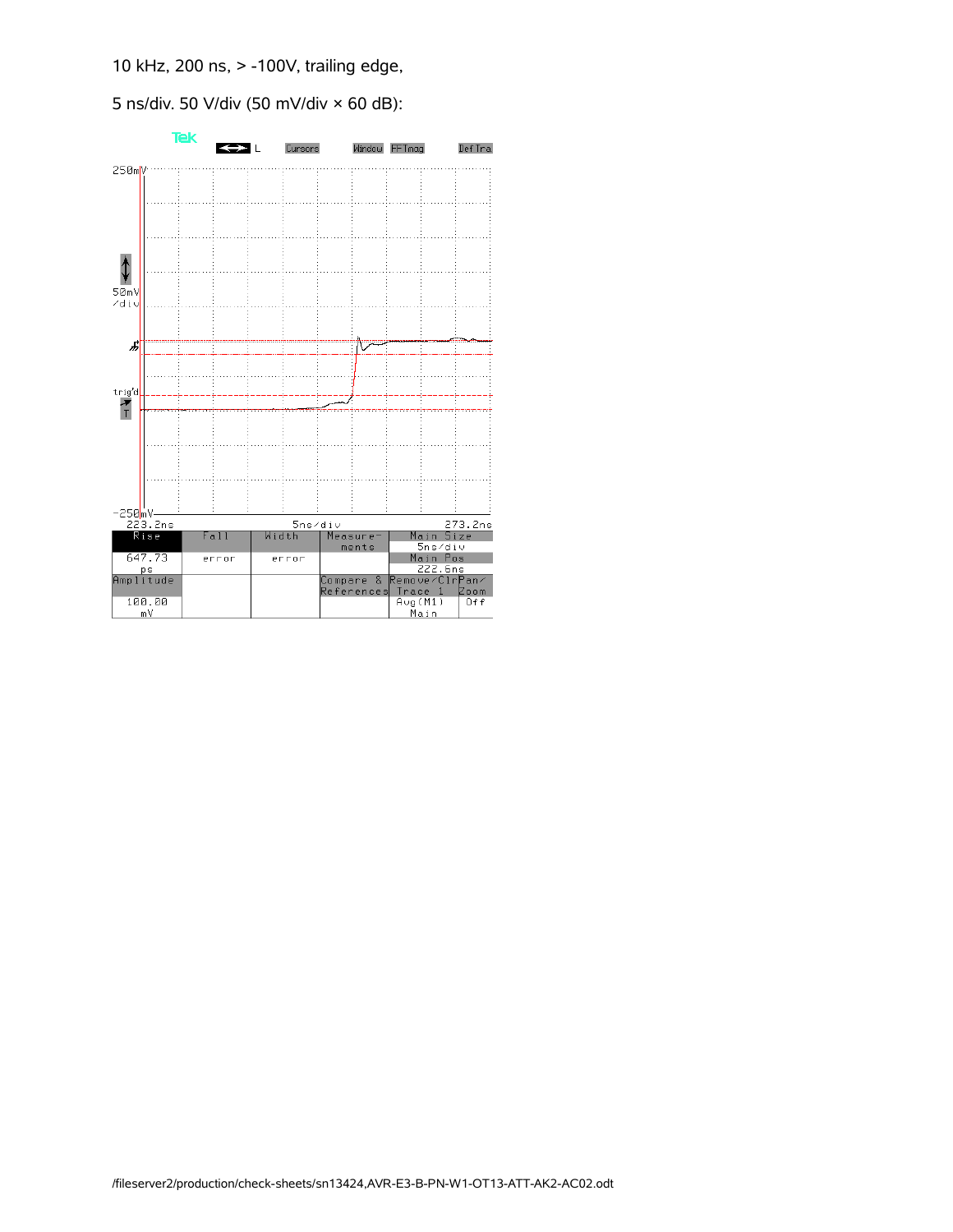10 kHz, 200 ns, > -100V, trailing edge,

5 ns/div. 50 V/div (50 mV/div × 60 dB):

Tek

L

Cursors

Window

FFTmag

Def Tra

250mV

50mV
/div

trig'd

T

-250mV

223.2ns

5ns/div

273.2ns

Rise

647.73
ps

Fall

error

Width

error

Measure-
ments

Main Size
5ns/div

Main Pos
222.6ns

Amplitude

100.00
mV

Compare &
References

Remove/Clr
Trace 1
Avg(M1)
Main

Pan/
Zoom
Off

/fileserver2/production/check-sheets/sn13424,AVR-E3-B-PN-W1-OT13-ATT-AK2-AC02.odt